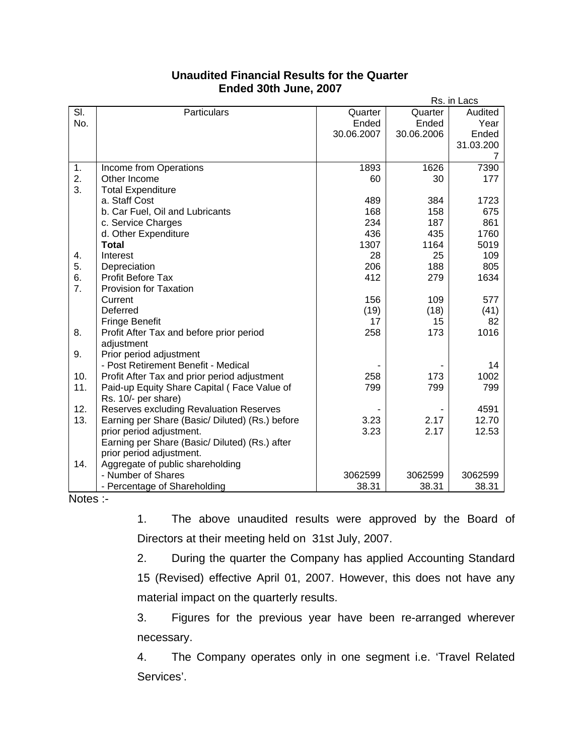# Unaudited Financial Results for the Quarter Ended 30th June, 2007

Rs. in Lacs

| Sl. No. | Particulars | Quarter Ended 30.06.2007 | Quarter Ended 30.06.2006 | Audited Year Ended 31.03.2007 |
|---|---|---|---|---|
| 1. | Income from Operations | 1893 | 1626 | 7390 |
| 2. | Other Income | 60 | 30 | 177 |
| 3. | Total Expenditure | | | |
| | a. Staff Cost | 489 | 384 | 1723 |
| | b. Car Fuel, Oil and Lubricants | 168 | 158 | 675 |
| | c. Service Charges | 234 | 187 | 861 |
| | d. Other Expenditure | 436 | 435 | 1760 |
| | **Total** | 1307 | 1164 | 5019 |
| 4. | Interest | 28 | 25 | 109 |
| 5. | Depreciation | 206 | 188 | 805 |
| 6. | Profit Before Tax | 412 | 279 | 1634 |
| 7. | Provision for Taxation | | | |
| | Current | 156 | 109 | 577 |
| | Deferred | (19) | (18) | (41) |
| | Fringe Benefit | 17 | 15 | 82 |
| 8. | Profit After Tax and before prior period adjustment | 258 | 173 | 1016 |
| 9. | Prior period adjustment | | | |
| | - Post Retirement Benefit - Medical | - | - | 14 |
| 10. | Profit After Tax and prior period adjustment | 258 | 173 | 1002 |
| 11. | Paid-up Equity Share Capital ( Face Value of Rs. 10/- per share) | 799 | 799 | 799 |
| 12. | Reserves excluding Revaluation Reserves | - | - | 4591 |
| 13. | Earning per Share (Basic/ Diluted) (Rs.) before prior period adjustment. | 3.23 | 2.17 | 12.70 |
| | Earning per Share (Basic/ Diluted) (Rs.) after prior period adjustment. | 3.23 | 2.17 | 12.53 |
| 14. | Aggregate of public shareholding | | | |
| | - Number of Shares | 3062599 | 3062599 | 3062599 |
| | - Percentage of Shareholding | 38.31 | 38.31 | 38.31 |

Notes :-

1. The above unaudited results were approved by the Board of Directors at their meeting held on 31st July, 2007.

2. During the quarter the Company has applied Accounting Standard 15 (Revised) effective April 01, 2007. However, this does not have any material impact on the quarterly results.

3. Figures for the previous year have been re-arranged wherever necessary.

4. The Company operates only in one segment i.e. 'Travel Related Services'.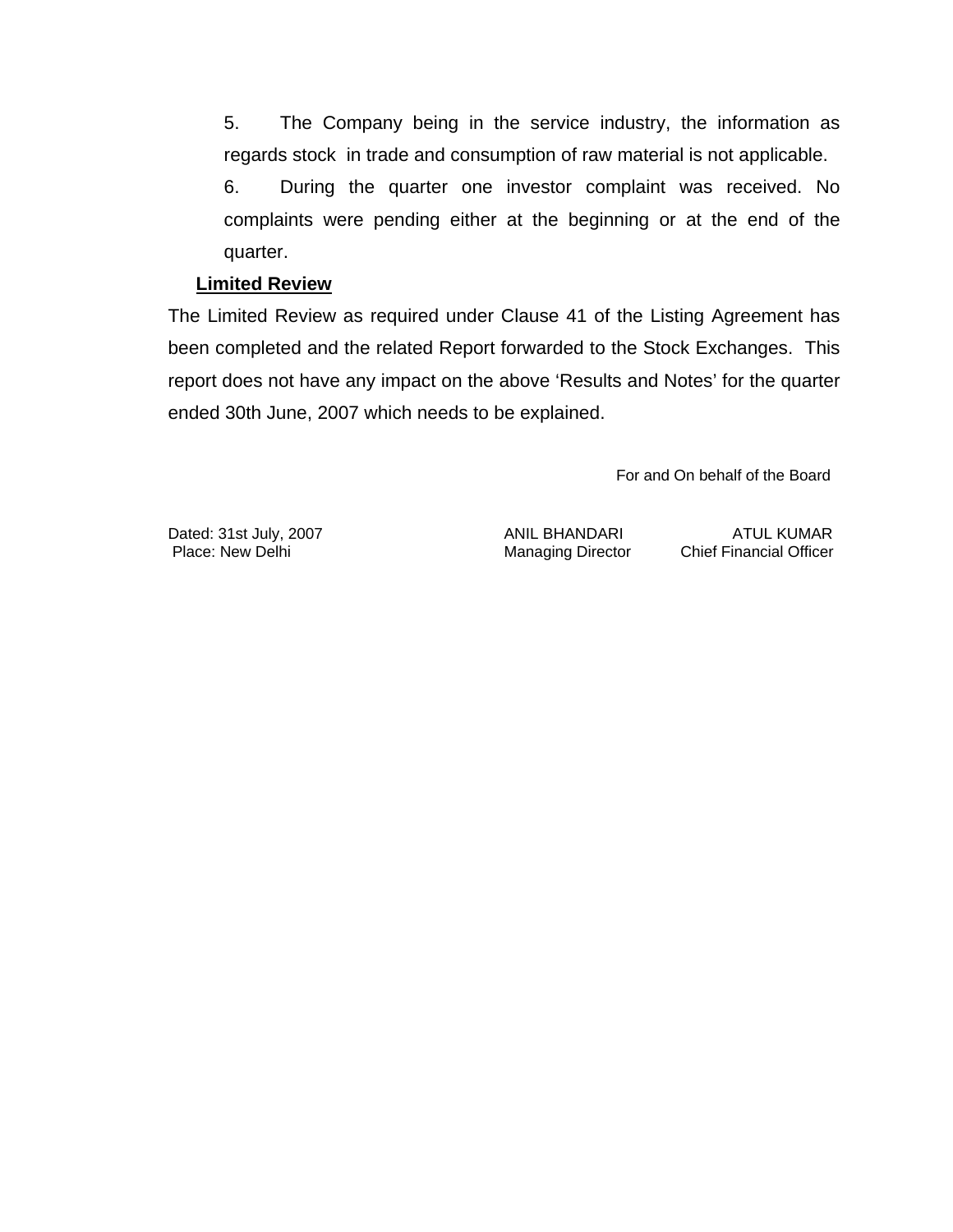5. The Company being in the service industry, the information as regards stock in trade and consumption of raw material is not applicable.

6. During the quarter one investor complaint was received. No complaints were pending either at the beginning or at the end of the quarter.

**Limited Review**

The Limited Review as required under Clause 41 of the Listing Agreement has been completed and the related Report forwarded to the Stock Exchanges. This report does not have any impact on the above 'Results and Notes' for the quarter ended 30th June, 2007 which needs to be explained.

For and On behalf of the Board

| | | |
|---|---|---|
| Dated: 31st July, 2007 | ANIL BHANDARI | ATUL KUMAR |
| Place: New Delhi | Managing Director | Chief Financial Officer |